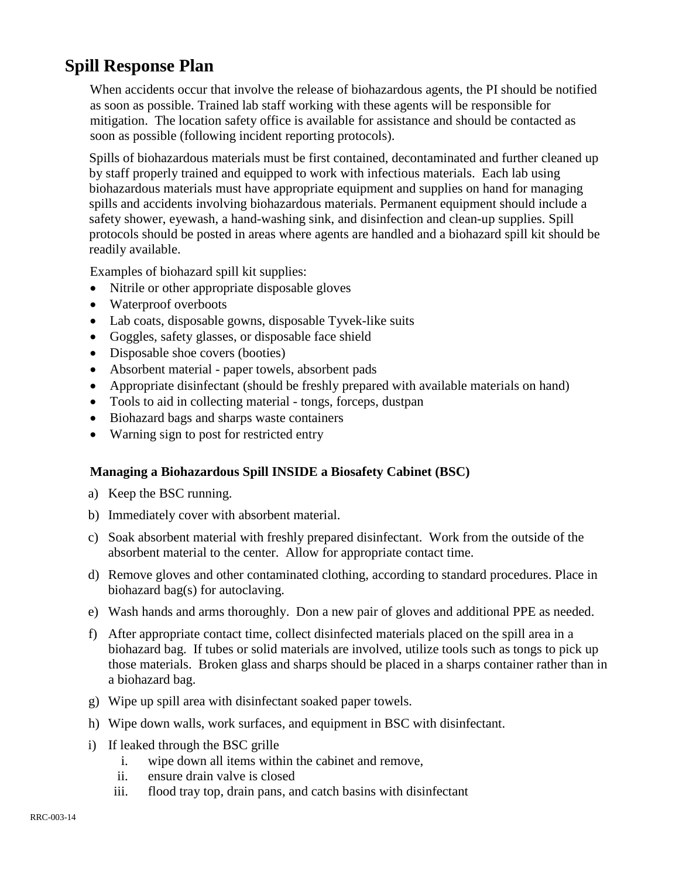# Spill Response Plan

When accidents occur that involve the release of biohazardous agents, the PI should be notified as soon as possible. Trained lab staff working with these agents will be responsible for mitigation. The location safety office is available for assistance and should be contacted as soon as possible (following incident reporting protocols).

Spills of biohazardous materials must be first contained, decontaminated and further cleaned up by staff properly trained and equipped to work with infectious materials. Each lab using biohazardous materials must have appropriate equipment and supplies on hand for managing spills and accidents involving biohazardous materials. Permanent equipment should include a safety shower, eyewash, a hand-washing sink, and disinfection and clean-up supplies. Spill protocols should be posted in areas where agents are handled and a biohazard spill kit should be readily available.

Examples of biohazard spill kit supplies:

- Nitrile or other appropriate disposable gloves
- Waterproof overboots
- Lab coats, disposable gowns, disposable Tyvek-like suits
- Goggles, safety glasses, or disposable face shield
- Disposable shoe covers (booties)
- Absorbent material - paper towels, absorbent pads
- Appropriate disinfectant (should be freshly prepared with available materials on hand)
- Tools to aid in collecting material - tongs, forceps, dustpan
- Biohazard bags and sharps waste containers
- Warning sign to post for restricted entry

### Managing a Biohazardous Spill INSIDE a Biosafety Cabinet (BSC)

a) Keep the BSC running.

b) Immediately cover with absorbent material.

c) Soak absorbent material with freshly prepared disinfectant. Work from the outside of the absorbent material to the center. Allow for appropriate contact time.

d) Remove gloves and other contaminated clothing, according to standard procedures. Place in biohazard bag(s) for autoclaving.

e) Wash hands and arms thoroughly. Don a new pair of gloves and additional PPE as needed.

f) After appropriate contact time, collect disinfected materials placed on the spill area in a biohazard bag. If tubes or solid materials are involved, utilize tools such as tongs to pick up those materials. Broken glass and sharps should be placed in a sharps container rather than in a biohazard bag.

g) Wipe up spill area with disinfectant soaked paper towels.

h) Wipe down walls, work surfaces, and equipment in BSC with disinfectant.

i) If leaked through the BSC grille
   i. wipe down all items within the cabinet and remove,
   ii. ensure drain valve is closed
   iii. flood tray top, drain pans, and catch basins with disinfectant

RRC-003-14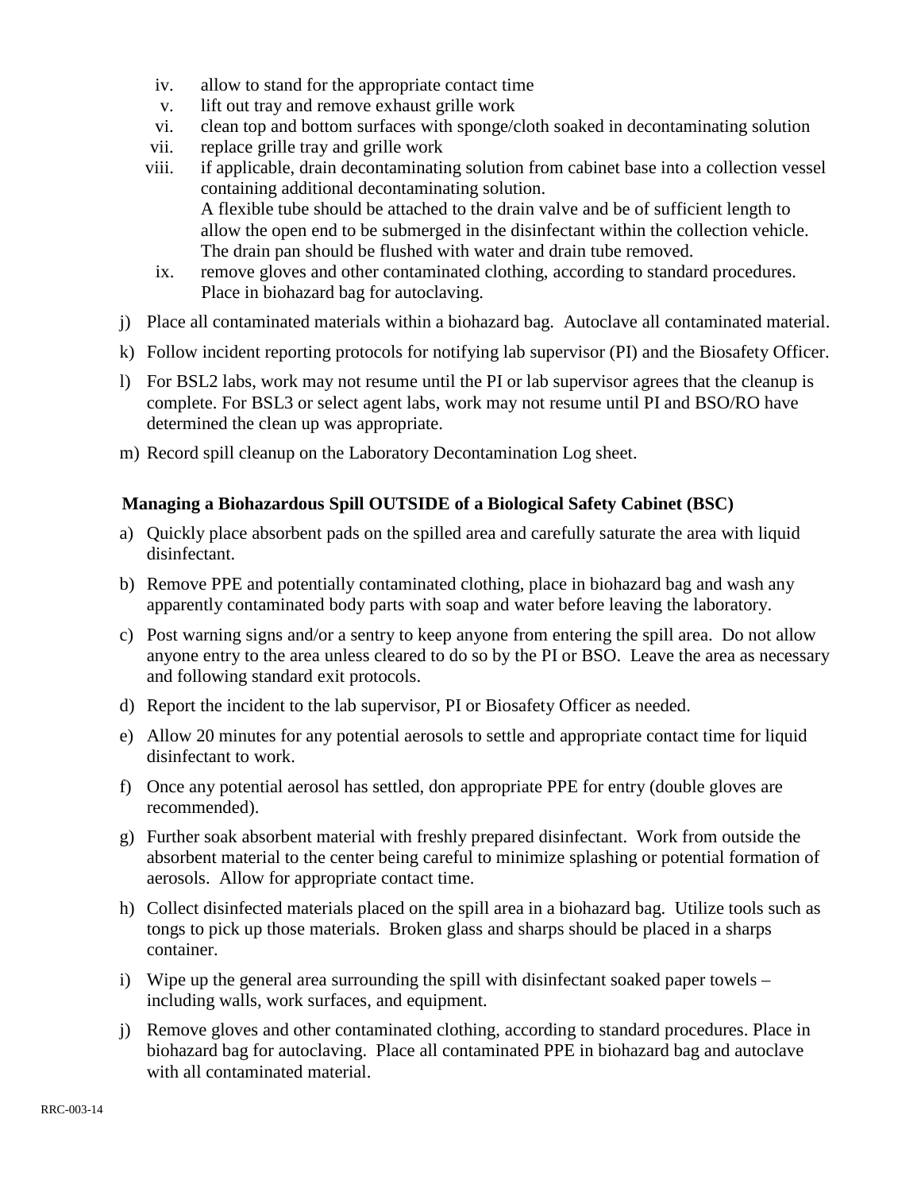iv. allow to stand for the appropriate contact time
v. lift out tray and remove exhaust grille work
vi. clean top and bottom surfaces with sponge/cloth soaked in decontaminating solution
vii. replace grille tray and grille work
viii. if applicable, drain decontaminating solution from cabinet base into a collection vessel containing additional decontaminating solution.
A flexible tube should be attached to the drain valve and be of sufficient length to allow the open end to be submerged in the disinfectant within the collection vehicle. The drain pan should be flushed with water and drain tube removed.
ix. remove gloves and other contaminated clothing, according to standard procedures. Place in biohazard bag for autoclaving.

j) Place all contaminated materials within a biohazard bag. Autoclave all contaminated material.

k) Follow incident reporting protocols for notifying lab supervisor (PI) and the Biosafety Officer.

l) For BSL2 labs, work may not resume until the PI or lab supervisor agrees that the cleanup is complete. For BSL3 or select agent labs, work may not resume until PI and BSO/RO have determined the clean up was appropriate.

m) Record spill cleanup on the Laboratory Decontamination Log sheet.

**Managing a Biohazardous Spill OUTSIDE of a Biological Safety Cabinet (BSC)**

a) Quickly place absorbent pads on the spilled area and carefully saturate the area with liquid disinfectant.

b) Remove PPE and potentially contaminated clothing, place in biohazard bag and wash any apparently contaminated body parts with soap and water before leaving the laboratory.

c) Post warning signs and/or a sentry to keep anyone from entering the spill area. Do not allow anyone entry to the area unless cleared to do so by the PI or BSO. Leave the area as necessary and following standard exit protocols.

d) Report the incident to the lab supervisor, PI or Biosafety Officer as needed.

e) Allow 20 minutes for any potential aerosols to settle and appropriate contact time for liquid disinfectant to work.

f) Once any potential aerosol has settled, don appropriate PPE for entry (double gloves are recommended).

g) Further soak absorbent material with freshly prepared disinfectant. Work from outside the absorbent material to the center being careful to minimize splashing or potential formation of aerosols. Allow for appropriate contact time.

h) Collect disinfected materials placed on the spill area in a biohazard bag. Utilize tools such as tongs to pick up those materials. Broken glass and sharps should be placed in a sharps container.

i) Wipe up the general area surrounding the spill with disinfectant soaked paper towels – including walls, work surfaces, and equipment.

j) Remove gloves and other contaminated clothing, according to standard procedures. Place in biohazard bag for autoclaving. Place all contaminated PPE in biohazard bag and autoclave with all contaminated material.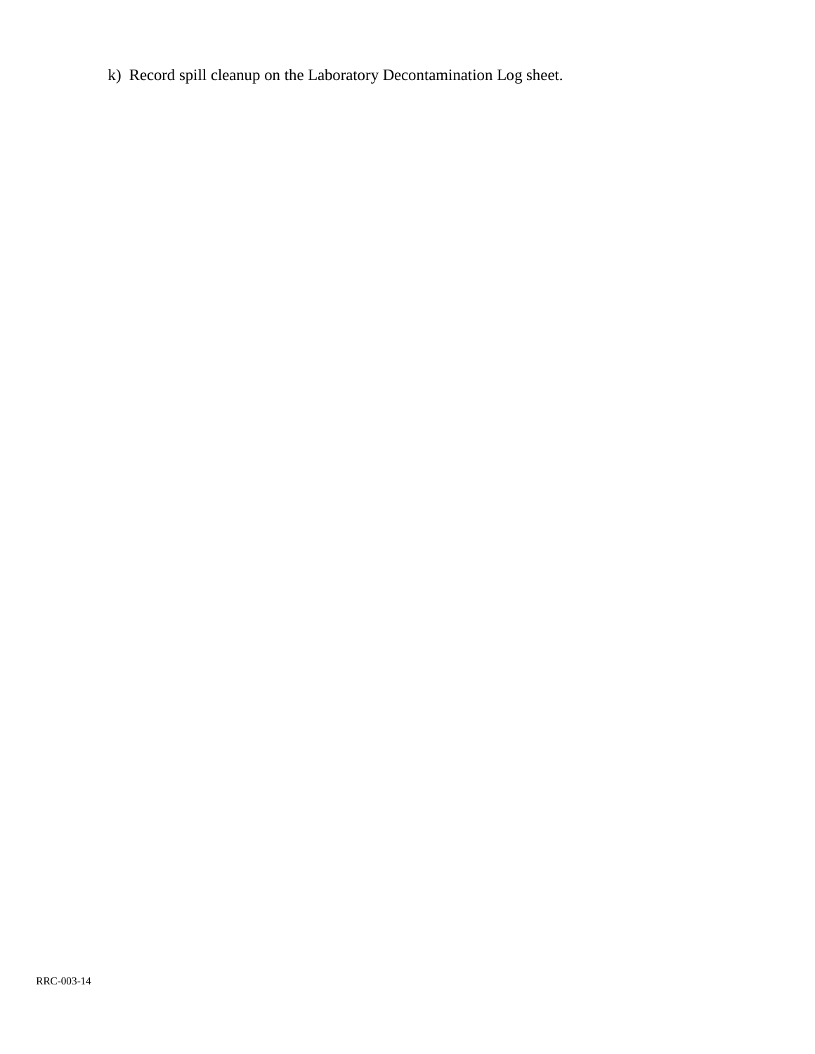k) Record spill cleanup on the Laboratory Decontamination Log sheet.